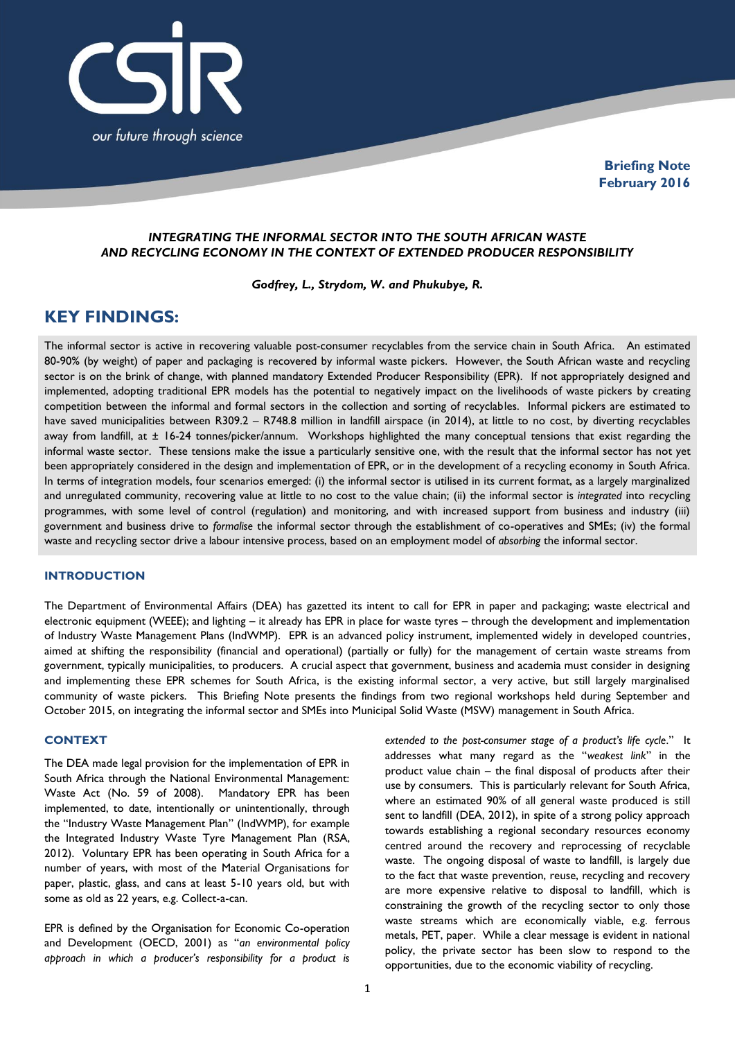**Briefing Note**
**February 2016**

***INTEGRATING THE INFORMAL SECTOR INTO THE SOUTH AFRICAN WASTE AND RECYCLING ECONOMY IN THE CONTEXT OF EXTENDED PRODUCER RESPONSIBILITY***

***Godfrey, L., Strydom, W. and Phukubye, R.***

# KEY FINDINGS:

The informal sector is active in recovering valuable post-consumer recyclables from the service chain in South Africa. An estimated 80-90% (by weight) of paper and packaging is recovered by informal waste pickers. However, the South African waste and recycling sector is on the brink of change, with planned mandatory Extended Producer Responsibility (EPR). If not appropriately designed and implemented, adopting traditional EPR models has the potential to negatively impact on the livelihoods of waste pickers by creating competition between the informal and formal sectors in the collection and sorting of recyclables. Informal pickers are estimated to have saved municipalities between R309.2 – R748.8 million in landfill airspace (in 2014), at little to no cost, by diverting recyclables away from landfill, at ± 16-24 tonnes/picker/annum. Workshops highlighted the many conceptual tensions that exist regarding the informal waste sector. These tensions make the issue a particularly sensitive one, with the result that the informal sector has not yet been appropriately considered in the design and implementation of EPR, or in the development of a recycling economy in South Africa. In terms of integration models, four scenarios emerged: (i) the informal sector is utilised in its current format, as a largely marginalized and unregulated community, recovering value at little to no cost to the value chain; (ii) the informal sector is *integrated* into recycling programmes, with some level of control (regulation) and monitoring, and with increased support from business and industry (iii) government and business drive to *formalise* the informal sector through the establishment of co-operatives and SMEs; (iv) the formal waste and recycling sector drive a labour intensive process, based on an employment model of *absorbing* the informal sector.

## INTRODUCTION

The Department of Environmental Affairs (DEA) has gazetted its intent to call for EPR in paper and packaging; waste electrical and electronic equipment (WEEE); and lighting – it already has EPR in place for waste tyres – through the development and implementation of Industry Waste Management Plans (IndWMP). EPR is an advanced policy instrument, implemented widely in developed countries, aimed at shifting the responsibility (financial and operational) (partially or fully) for the management of certain waste streams from government, typically municipalities, to producers. A crucial aspect that government, business and academia must consider in designing and implementing these EPR schemes for South Africa, is the existing informal sector, a very active, but still largely marginalised community of waste pickers. This Briefing Note presents the findings from two regional workshops held during September and October 2015, on integrating the informal sector and SMEs into Municipal Solid Waste (MSW) management in South Africa.

## CONTEXT

The DEA made legal provision for the implementation of EPR in South Africa through the National Environmental Management: Waste Act (No. 59 of 2008). Mandatory EPR has been implemented, to date, intentionally or unintentionally, through the "Industry Waste Management Plan" (IndWMP), for example the Integrated Industry Waste Tyre Management Plan (RSA, 2012). Voluntary EPR has been operating in South Africa for a number of years, with most of the Material Organisations for paper, plastic, glass, and cans at least 5-10 years old, but with some as old as 22 years, e.g. Collect-a-can.

EPR is defined by the Organisation for Economic Co-operation and Development (OECD, 2001) as "*an environmental policy approach in which a producer's responsibility for a product is extended to the post-consumer stage of a product's life cycle*." It addresses what many regard as the "*weakest link*" in the product value chain – the final disposal of products after their use by consumers. This is particularly relevant for South Africa, where an estimated 90% of all general waste produced is still sent to landfill (DEA, 2012), in spite of a strong policy approach towards establishing a regional secondary resources economy centred around the recovery and reprocessing of recyclable waste. The ongoing disposal of waste to landfill, is largely due to the fact that waste prevention, reuse, recycling and recovery are more expensive relative to disposal to landfill, which is constraining the growth of the recycling sector to only those waste streams which are economically viable, e.g. ferrous metals, PET, paper. While a clear message is evident in national policy, the private sector has been slow to respond to the opportunities, due to the economic viability of recycling.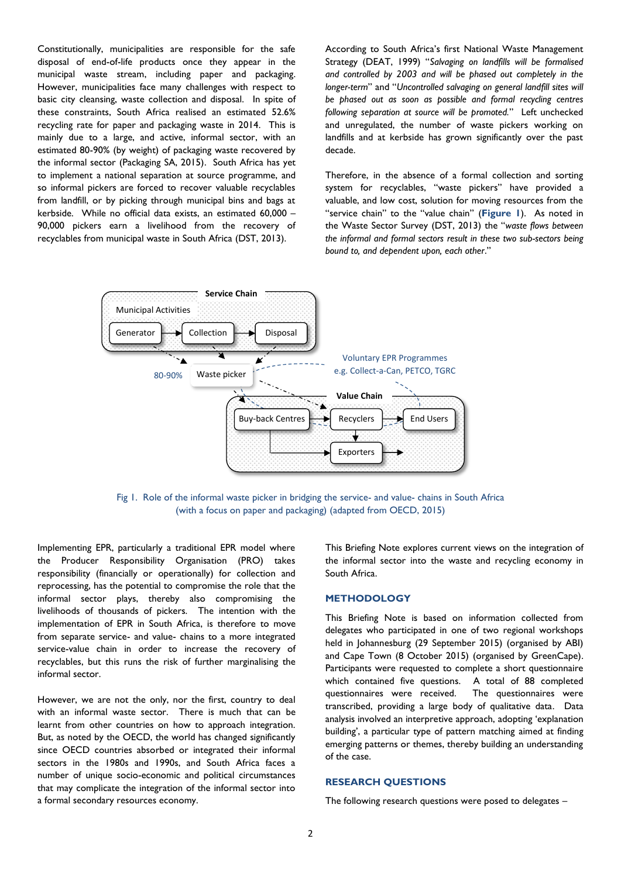Constitutionally, municipalities are responsible for the safe disposal of end-of-life products once they appear in the municipal waste stream, including paper and packaging. However, municipalities face many challenges with respect to basic city cleansing, waste collection and disposal. In spite of these constraints, South Africa realised an estimated 52.6% recycling rate for paper and packaging waste in 2014. This is mainly due to a large, and active, informal sector, with an estimated 80-90% (by weight) of packaging waste recovered by the informal sector (Packaging SA, 2015). South Africa has yet to implement a national separation at source programme, and so informal pickers are forced to recover valuable recyclables from landfill, or by picking through municipal bins and bags at kerbside. While no official data exists, an estimated 60,000 – 90,000 pickers earn a livelihood from the recovery of recyclables from municipal waste in South Africa (DST, 2013).

According to South Africa's first National Waste Management Strategy (DEAT, 1999) "*Salvaging on landfills will be formalised and controlled by 2003 and will be phased out completely in the longer-term*" and "*Uncontrolled salvaging on general landfill sites will be phased out as soon as possible and formal recycling centres following separation at source will be promoted.*" Left unchecked and unregulated, the number of waste pickers working on landfills and at kerbside has grown significantly over the past decade.

Therefore, in the absence of a formal collection and sorting system for recyclables, "waste pickers" have provided a valuable, and low cost, solution for moving resources from the "service chain" to the "value chain" (**Figure 1**). As noted in the Waste Sector Survey (DST, 2013) the "*waste flows between the informal and formal sectors result in these two sub-sectors being bound to, and dependent upon, each other*."

Service Chain — Municipal Activities: Generator → Collection → Disposal

80-90% — Waste picker

Voluntary EPR Programmes e.g. Collect-a-Can, PETCO, TGRC

Value Chain: Buy-back Centres → Recyclers → End Users; Exporters

Fig 1. Role of the informal waste picker in bridging the service- and value- chains in South Africa (with a focus on paper and packaging) (adapted from OECD, 2015)

Implementing EPR, particularly a traditional EPR model where the Producer Responsibility Organisation (PRO) takes responsibility (financially or operationally) for collection and reprocessing, has the potential to compromise the role that the informal sector plays, thereby also compromising the livelihoods of thousands of pickers. The intention with the implementation of EPR in South Africa, is therefore to move from separate service- and value- chains to a more integrated service-value chain in order to increase the recovery of recyclables, but this runs the risk of further marginalising the informal sector.

However, we are not the only, nor the first, country to deal with an informal waste sector. There is much that can be learnt from other countries on how to approach integration. But, as noted by the OECD, the world has changed significantly since OECD countries absorbed or integrated their informal sectors in the 1980s and 1990s, and South Africa faces a number of unique socio-economic and political circumstances that may complicate the integration of the informal sector into a formal secondary resources economy.

This Briefing Note explores current views on the integration of the informal sector into the waste and recycling economy in South Africa.

## METHODOLOGY

This Briefing Note is based on information collected from delegates who participated in one of two regional workshops held in Johannesburg (29 September 2015) (organised by ABI) and Cape Town (8 October 2015) (organised by GreenCape). Participants were requested to complete a short questionnaire which contained five questions. A total of 88 completed questionnaires were received. The questionnaires were transcribed, providing a large body of qualitative data. Data analysis involved an interpretive approach, adopting 'explanation building', a particular type of pattern matching aimed at finding emerging patterns or themes, thereby building an understanding of the case.

## RESEARCH QUESTIONS

The following research questions were posed to delegates –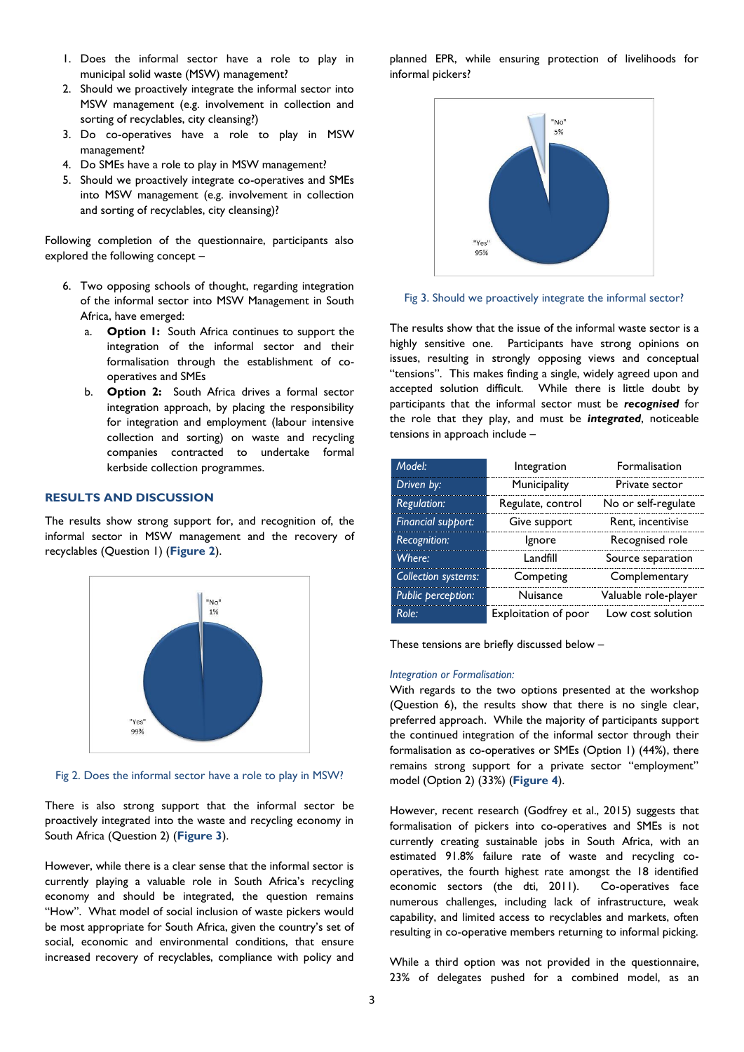1. Does the informal sector have a role to play in municipal solid waste (MSW) management?
2. Should we proactively integrate the informal sector into MSW management (e.g. involvement in collection and sorting of recyclables, city cleansing?)
3. Do co-operatives have a role to play in MSW management?
4. Do SMEs have a role to play in MSW management?
5. Should we proactively integrate co-operatives and SMEs into MSW management (e.g. involvement in collection and sorting of recyclables, city cleansing)?

Following completion of the questionnaire, participants also explored the following concept –

6. Two opposing schools of thought, regarding integration of the informal sector into MSW Management in South Africa, have emerged:
   a. **Option 1:** South Africa continues to support the integration of the informal sector and their formalisation through the establishment of co-operatives and SMEs
   b. **Option 2:** South Africa drives a formal sector integration approach, by placing the responsibility for integration and employment (labour intensive collection and sorting) on waste and recycling companies contracted to undertake formal kerbside collection programmes.

## RESULTS AND DISCUSSION

The results show strong support for, and recognition of, the informal sector in MSW management and the recovery of recyclables (Question 1) (**Figure 2**).

"No" 1%

"Yes" 99%

Fig 2. Does the informal sector have a role to play in MSW?

There is also strong support that the informal sector be proactively integrated into the waste and recycling economy in South Africa (Question 2) (**Figure 3**).

However, while there is a clear sense that the informal sector is currently playing a valuable role in South Africa's recycling economy and should be integrated, the question remains "How". What model of social inclusion of waste pickers would be most appropriate for South Africa, given the country's set of social, economic and environmental conditions, that ensure increased recovery of recyclables, compliance with policy and planned EPR, while ensuring protection of livelihoods for informal pickers?

"No" 5%

"Yes" 95%

Fig 3. Should we proactively integrate the informal sector?

The results show that the issue of the informal waste sector is a highly sensitive one. Participants have strong opinions on issues, resulting in strongly opposing views and conceptual "tensions". This makes finding a single, widely agreed upon and accepted solution difficult. While there is little doubt by participants that the informal sector must be ***recognised*** for the role that they play, and must be ***integrated***, noticeable tensions in approach include –

| *Model:* | Integration | Formalisation |
|---|---|---|
| *Driven by:* | Municipality | Private sector |
| *Regulation:* | Regulate, control | No or self-regulate |
| *Financial support:* | Give support | Rent, incentivise |
| *Recognition:* | Ignore | Recognised role |
| *Where:* | Landfill | Source separation |
| *Collection systems:* | Competing | Complementary |
| *Public perception:* | Nuisance | Valuable role-player |
| *Role:* | Exploitation of poor | Low cost solution |

These tensions are briefly discussed below –

*Integration or Formalisation:*

With regards to the two options presented at the workshop (Question 6), the results show that there is no single clear, preferred approach. While the majority of participants support the continued integration of the informal sector through their formalisation as co-operatives or SMEs (Option 1) (44%), there remains strong support for a private sector "employment" model (Option 2) (33%) (**Figure 4**).

However, recent research (Godfrey et al., 2015) suggests that formalisation of pickers into co-operatives and SMEs is not currently creating sustainable jobs in South Africa, with an estimated 91.8% failure rate of waste and recycling co-operatives, the fourth highest rate amongst the 18 identified economic sectors (the dti, 2011). Co-operatives face numerous challenges, including lack of infrastructure, weak capability, and limited access to recyclables and markets, often resulting in co-operative members returning to informal picking.

While a third option was not provided in the questionnaire, 23% of delegates pushed for a combined model, as an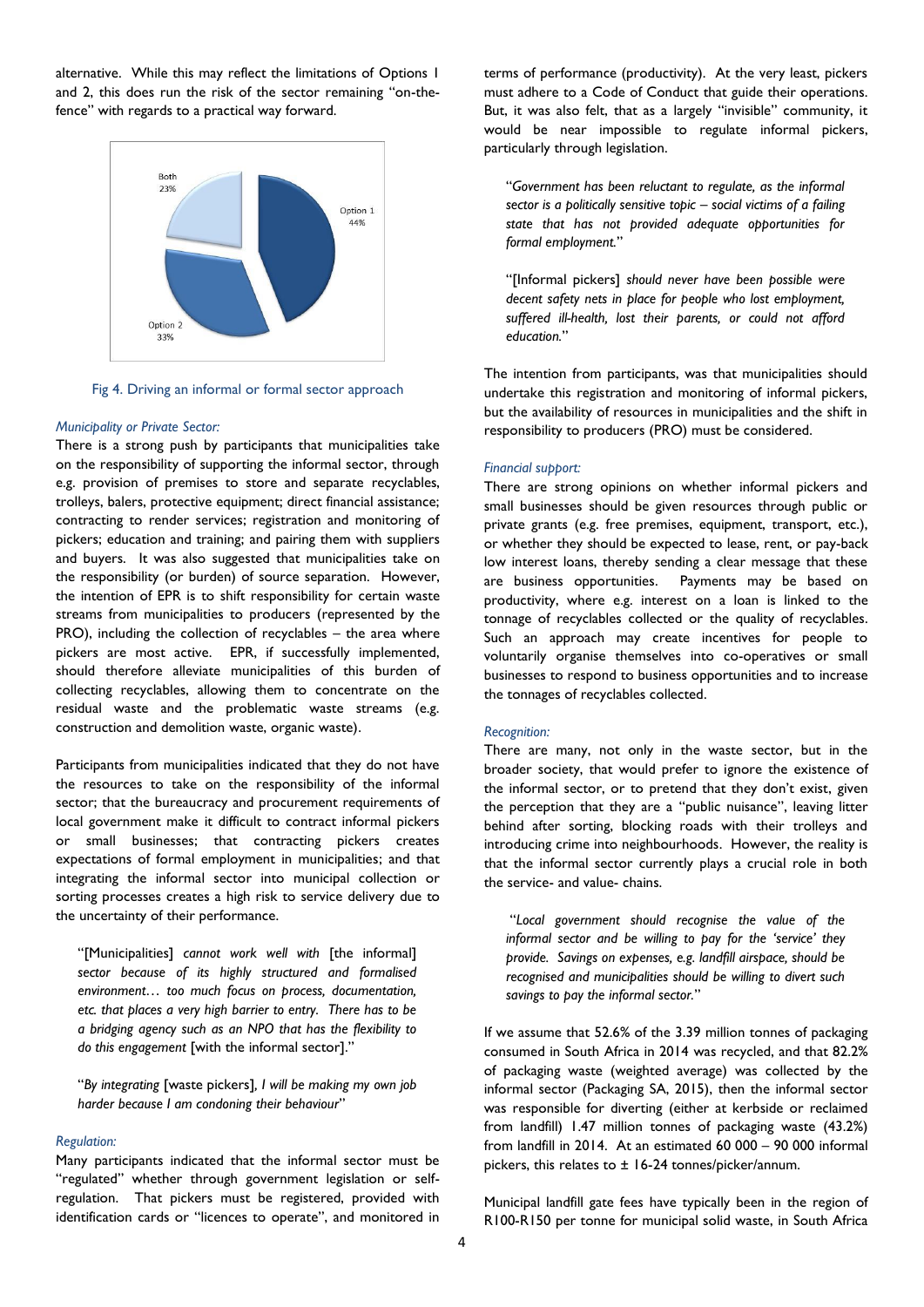alternative. While this may reflect the limitations of Options 1 and 2, this does run the risk of the sector remaining "on-the-fence" with regards to a practical way forward.

Both 23%

Option 1 44%

Option 2 33%

Fig 4. Driving an informal or formal sector approach

*Municipality or Private Sector:*

There is a strong push by participants that municipalities take on the responsibility of supporting the informal sector, through e.g. provision of premises to store and separate recyclables, trolleys, balers, protective equipment; direct financial assistance; contracting to render services; registration and monitoring of pickers; education and training; and pairing them with suppliers and buyers. It was also suggested that municipalities take on the responsibility (or burden) of source separation. However, the intention of EPR is to shift responsibility for certain waste streams from municipalities to producers (represented by the PRO), including the collection of recyclables – the area where pickers are most active. EPR, if successfully implemented, should therefore alleviate municipalities of this burden of collecting recyclables, allowing them to concentrate on the residual waste and the problematic waste streams (e.g. construction and demolition waste, organic waste).

Participants from municipalities indicated that they do not have the resources to take on the responsibility of the informal sector; that the bureaucracy and procurement requirements of local government make it difficult to contract informal pickers or small businesses; that contracting pickers creates expectations of formal employment in municipalities; and that integrating the informal sector into municipal collection or sorting processes creates a high risk to service delivery due to the uncertainty of their performance.

> "[Municipalities] *cannot work well with* [the informal] *sector because of its highly structured and formalised environment… too much focus on process, documentation, etc. that places a very high barrier to entry. There has to be a bridging agency such as an NPO that has the flexibility to do this engagement* [with the informal sector]."

> "*By integrating* [waste pickers]*, I will be making my own job harder because I am condoning their behaviour*"

*Regulation:*

Many participants indicated that the informal sector must be "regulated" whether through government legislation or self-regulation. That pickers must be registered, provided with identification cards or "licences to operate", and monitored in terms of performance (productivity). At the very least, pickers must adhere to a Code of Conduct that guide their operations. But, it was also felt, that as a largely "invisible" community, it would be near impossible to regulate informal pickers, particularly through legislation.

> "*Government has been reluctant to regulate, as the informal sector is a politically sensitive topic – social victims of a failing state that has not provided adequate opportunities for formal employment.*"

> "[Informal pickers] *should never have been possible were decent safety nets in place for people who lost employment, suffered ill-health, lost their parents, or could not afford education.*"

The intention from participants, was that municipalities should undertake this registration and monitoring of informal pickers, but the availability of resources in municipalities and the shift in responsibility to producers (PRO) must be considered.

*Financial support:*

There are strong opinions on whether informal pickers and small businesses should be given resources through public or private grants (e.g. free premises, equipment, transport, etc.), or whether they should be expected to lease, rent, or pay-back low interest loans, thereby sending a clear message that these are business opportunities. Payments may be based on productivity, where e.g. interest on a loan is linked to the tonnage of recyclables collected or the quality of recyclables. Such an approach may create incentives for people to voluntarily organise themselves into co-operatives or small businesses to respond to business opportunities and to increase the tonnages of recyclables collected.

*Recognition:*

There are many, not only in the waste sector, but in the broader society, that would prefer to ignore the existence of the informal sector, or to pretend that they don't exist, given the perception that they are a "public nuisance", leaving litter behind after sorting, blocking roads with their trolleys and introducing crime into neighbourhoods. However, the reality is that the informal sector currently plays a crucial role in both the service- and value- chains.

> "*Local government should recognise the value of the informal sector and be willing to pay for the 'service' they provide. Savings on expenses, e.g. landfill airspace, should be recognised and municipalities should be willing to divert such savings to pay the informal sector.*"

If we assume that 52.6% of the 3.39 million tonnes of packaging consumed in South Africa in 2014 was recycled, and that 82.2% of packaging waste (weighted average) was collected by the informal sector (Packaging SA, 2015), then the informal sector was responsible for diverting (either at kerbside or reclaimed from landfill) 1.47 million tonnes of packaging waste (43.2%) from landfill in 2014. At an estimated 60 000 – 90 000 informal pickers, this relates to ± 16-24 tonnes/picker/annum.

Municipal landfill gate fees have typically been in the region of R100-R150 per tonne for municipal solid waste, in South Africa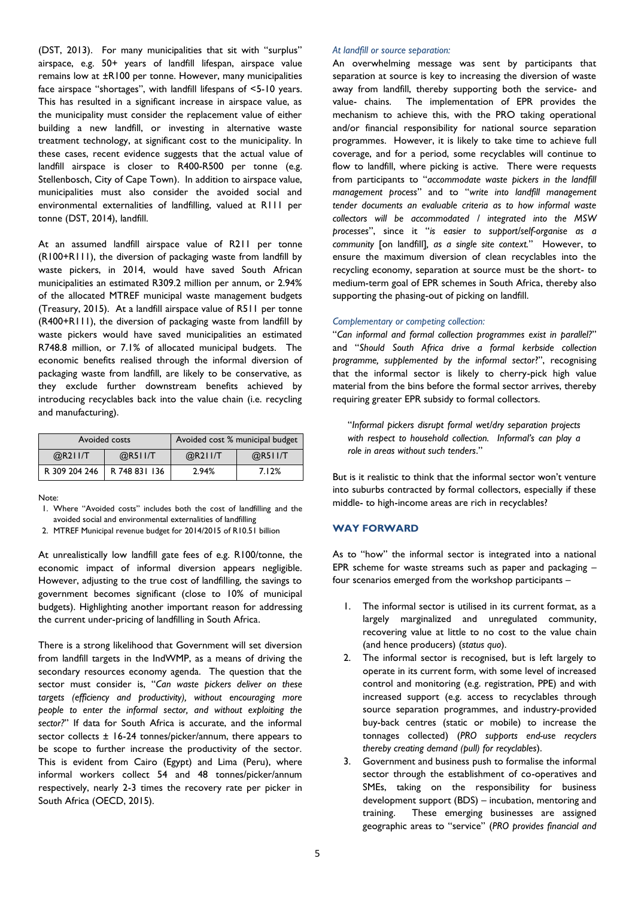(DST, 2013). For many municipalities that sit with "surplus" airspace, e.g. 50+ years of landfill lifespan, airspace value remains low at ±R100 per tonne. However, many municipalities face airspace "shortages", with landfill lifespans of <5-10 years. This has resulted in a significant increase in airspace value, as the municipality must consider the replacement value of either building a new landfill, or investing in alternative waste treatment technology, at significant cost to the municipality. In these cases, recent evidence suggests that the actual value of landfill airspace is closer to R400-R500 per tonne (e.g. Stellenbosch, City of Cape Town). In addition to airspace value, municipalities must also consider the avoided social and environmental externalities of landfilling, valued at R111 per tonne (DST, 2014), landfill.

At an assumed landfill airspace value of R211 per tonne (R100+R111), the diversion of packaging waste from landfill by waste pickers, in 2014, would have saved South African municipalities an estimated R309.2 million per annum, or 2.94% of the allocated MTREF municipal waste management budgets (Treasury, 2015). At a landfill airspace value of R511 per tonne (R400+R111), the diversion of packaging waste from landfill by waste pickers would have saved municipalities an estimated R748.8 million, or 7.1% of allocated municipal budgets. The economic benefits realised through the informal diversion of packaging waste from landfill, are likely to be conservative, as they exclude further downstream benefits achieved by introducing recyclables back into the value chain (i.e. recycling and manufacturing).

| Avoided costs | | Avoided cost % municipal budget | |
|---|---|---|---|
| @R211/T | @R511/T | @R211/T | @R511/T |
| R 309 204 246 | R 748 831 136 | 2.94% | 7.12% |

Note:

1. Where "Avoided costs" includes both the cost of landfilling and the avoided social and environmental externalities of landfilling
2. MTREF Municipal revenue budget for 2014/2015 of R10.51 billion

At unrealistically low landfill gate fees of e.g. R100/tonne, the economic impact of informal diversion appears negligible. However, adjusting to the true cost of landfilling, the savings to government becomes significant (close to 10% of municipal budgets). Highlighting another important reason for addressing the current under-pricing of landfilling in South Africa.

There is a strong likelihood that Government will set diversion from landfill targets in the IndWMP, as a means of driving the secondary resources economy agenda. The question that the sector must consider is, "*Can waste pickers deliver on these targets (efficiency and productivity), without encouraging more people to enter the informal sector, and without exploiting the sector?*" If data for South Africa is accurate, and the informal sector collects ± 16-24 tonnes/picker/annum, there appears to be scope to further increase the productivity of the sector. This is evident from Cairo (Egypt) and Lima (Peru), where informal workers collect 54 and 48 tonnes/picker/annum respectively, nearly 2-3 times the recovery rate per picker in South Africa (OECD, 2015).

*At landfill or source separation:*

An overwhelming message was sent by participants that separation at source is key to increasing the diversion of waste away from landfill, thereby supporting both the service- and value- chains. The implementation of EPR provides the mechanism to achieve this, with the PRO taking operational and/or financial responsibility for national source separation programmes. However, it is likely to take time to achieve full coverage, and for a period, some recyclables will continue to flow to landfill, where picking is active. There were requests from participants to "*accommodate waste pickers in the landfill management process*" and to "*write into landfill management tender documents an evaluable criteria as to how informal waste collectors will be accommodated / integrated into the MSW processes*", since it "*is easier to support/self-organise as a community* [on landfill]*, as a single site context.*" However, to ensure the maximum diversion of clean recyclables into the recycling economy, separation at source must be the short- to medium-term goal of EPR schemes in South Africa, thereby also supporting the phasing-out of picking on landfill.

*Complementary or competing collection:*

"*Can informal and formal collection programmes exist in parallel?*" and "*Should South Africa drive a formal kerbside collection programme, supplemented by the informal sector?*", recognising that the informal sector is likely to cherry-pick high value material from the bins before the formal sector arrives, thereby requiring greater EPR subsidy to formal collectors.

> "*Informal pickers disrupt formal wet/dry separation projects with respect to household collection. Informal's can play a role in areas without such tenders*."

But is it realistic to think that the informal sector won't venture into suburbs contracted by formal collectors, especially if these middle- to high-income areas are rich in recyclables?

## WAY FORWARD

As to "how" the informal sector is integrated into a national EPR scheme for waste streams such as paper and packaging – four scenarios emerged from the workshop participants –

1. The informal sector is utilised in its current format, as a largely marginalized and unregulated community, recovering value at little to no cost to the value chain (and hence producers) (*status quo*).
2. The informal sector is recognised, but is left largely to operate in its current form, with some level of increased control and monitoring (e.g. registration, PPE) and with increased support (e.g. access to recyclables through source separation programmes, and industry-provided buy-back centres (static or mobile) to increase the tonnages collected) (*PRO supports end-use recyclers thereby creating demand (pull) for recyclables*).
3. Government and business push to formalise the informal sector through the establishment of co-operatives and SMEs, taking on the responsibility for business development support (BDS) – incubation, mentoring and training. These emerging businesses are assigned geographic areas to "service" (*PRO provides financial and*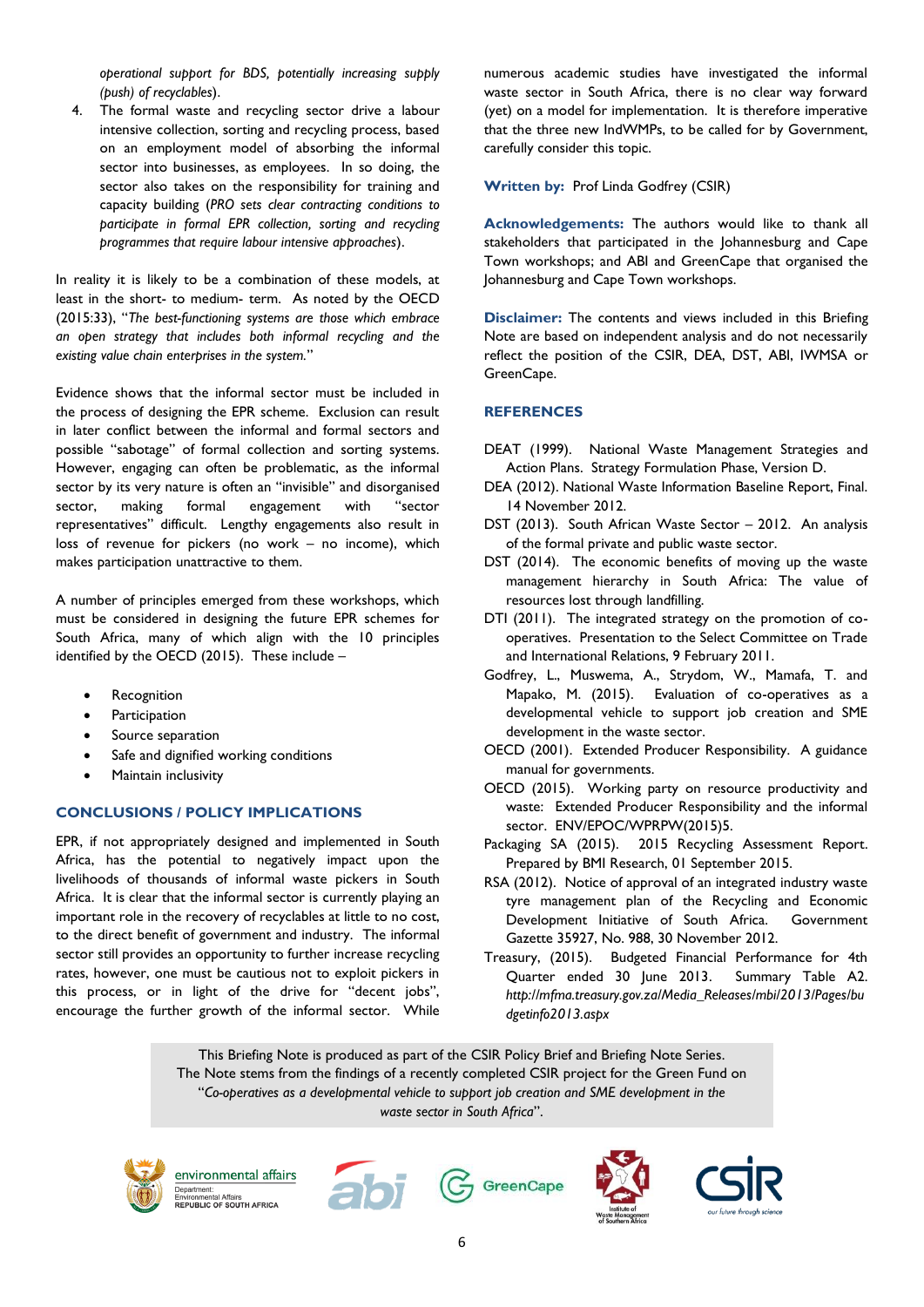*operational support for BDS, potentially increasing supply (push) of recyclables*).

4. The formal waste and recycling sector drive a labour intensive collection, sorting and recycling process, based on an employment model of absorbing the informal sector into businesses, as employees. In so doing, the sector also takes on the responsibility for training and capacity building (*PRO sets clear contracting conditions to participate in formal EPR collection, sorting and recycling programmes that require labour intensive approaches*).

In reality it is likely to be a combination of these models, at least in the short- to medium- term. As noted by the OECD (2015:33), "*The best-functioning systems are those which embrace an open strategy that includes both informal recycling and the existing value chain enterprises in the system.*"

Evidence shows that the informal sector must be included in the process of designing the EPR scheme. Exclusion can result in later conflict between the informal and formal sectors and possible "sabotage" of formal collection and sorting systems. However, engaging can often be problematic, as the informal sector by its very nature is often an "invisible" and disorganised sector, making formal engagement with "sector representatives" difficult. Lengthy engagements also result in loss of revenue for pickers (no work – no income), which makes participation unattractive to them.

A number of principles emerged from these workshops, which must be considered in designing the future EPR schemes for South Africa, many of which align with the 10 principles identified by the OECD (2015). These include –

- Recognition
- Participation
- Source separation
- Safe and dignified working conditions
- Maintain inclusivity

## CONCLUSIONS / POLICY IMPLICATIONS

EPR, if not appropriately designed and implemented in South Africa, has the potential to negatively impact upon the livelihoods of thousands of informal waste pickers in South Africa. It is clear that the informal sector is currently playing an important role in the recovery of recyclables at little to no cost, to the direct benefit of government and industry. The informal sector still provides an opportunity to further increase recycling rates, however, one must be cautious not to exploit pickers in this process, or in light of the drive for "decent jobs", encourage the further growth of the informal sector. While numerous academic studies have investigated the informal waste sector in South Africa, there is no clear way forward (yet) on a model for implementation. It is therefore imperative that the three new IndWMPs, to be called for by Government, carefully consider this topic.

**Written by:** Prof Linda Godfrey (CSIR)

**Acknowledgements:** The authors would like to thank all stakeholders that participated in the Johannesburg and Cape Town workshops; and ABI and GreenCape that organised the Johannesburg and Cape Town workshops.

**Disclaimer:** The contents and views included in this Briefing Note are based on independent analysis and do not necessarily reflect the position of the CSIR, DEA, DST, ABI, IWMSA or GreenCape.

## REFERENCES

DEAT (1999). National Waste Management Strategies and Action Plans. Strategy Formulation Phase, Version D.

DEA (2012). National Waste Information Baseline Report, Final. 14 November 2012.

DST (2013). South African Waste Sector – 2012. An analysis of the formal private and public waste sector.

DST (2014). The economic benefits of moving up the waste management hierarchy in South Africa: The value of resources lost through landfilling.

DTI (2011). The integrated strategy on the promotion of co-operatives. Presentation to the Select Committee on Trade and International Relations, 9 February 2011.

Godfrey, L., Muswema, A., Strydom, W., Mamafa, T. and Mapako, M. (2015). Evaluation of co-operatives as a developmental vehicle to support job creation and SME development in the waste sector.

OECD (2001). Extended Producer Responsibility. A guidance manual for governments.

OECD (2015). Working party on resource productivity and waste: Extended Producer Responsibility and the informal sector. ENV/EPOC/WPRPW(2015)5.

Packaging SA (2015). 2015 Recycling Assessment Report. Prepared by BMI Research, 01 September 2015.

RSA (2012). Notice of approval of an integrated industry waste tyre management plan of the Recycling and Economic Development Initiative of South Africa. Government Gazette 35927, No. 988, 30 November 2012.

Treasury, (2015). Budgeted Financial Performance for 4th Quarter ended 30 June 2013. Summary Table A2. *http://mfma.treasury.gov.za/Media_Releases/mbi/2013/Pages/budgetinfo2013.aspx*

This Briefing Note is produced as part of the CSIR Policy Brief and Briefing Note Series. The Note stems from the findings of a recently completed CSIR project for the Green Fund on "*Co-operatives as a developmental vehicle to support job creation and SME development in the waste sector in South Africa*".